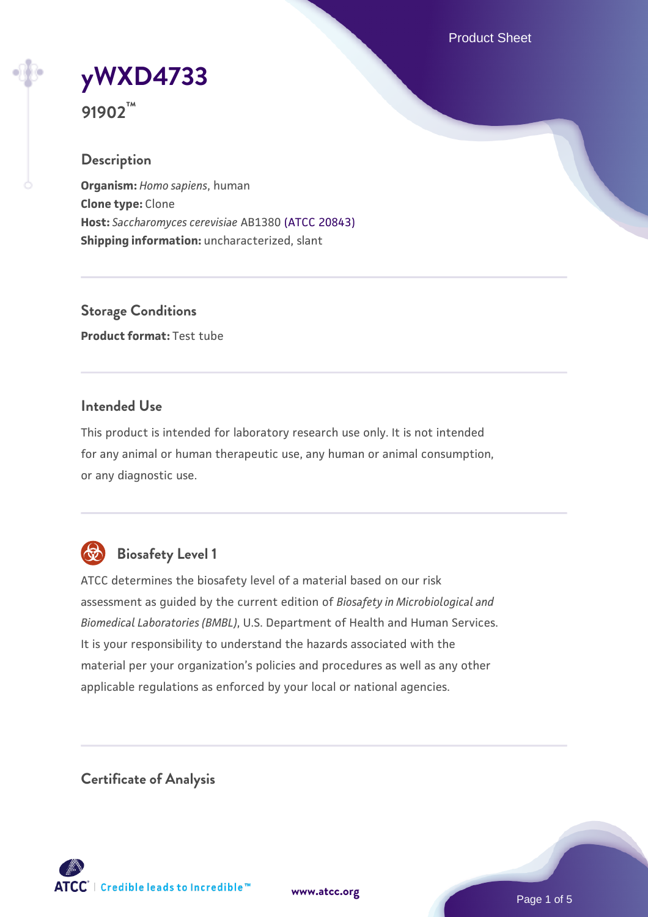# yWXD4733

**91902™**

## Description

**Organism:** *Homo sapiens*, human
**Clone type:** Clone
**Host:** *Saccharomyces cerevisiae* AB1380 (ATCC 20843)
**Shipping information:** uncharacterized, slant

## Storage Conditions

**Product format:** Test tube

## Intended Use

This product is intended for laboratory research use only. It is not intended for any animal or human therapeutic use, any human or animal consumption, or any diagnostic use.

## Biosafety Level 1

ATCC determines the biosafety level of a material based on our risk assessment as guided by the current edition of *Biosafety in Microbiological and Biomedical Laboratories (BMBL)*, U.S. Department of Health and Human Services. It is your responsibility to understand the hazards associated with the material per your organization's policies and procedures as well as any other applicable regulations as enforced by your local or national agencies.

## Certificate of Analysis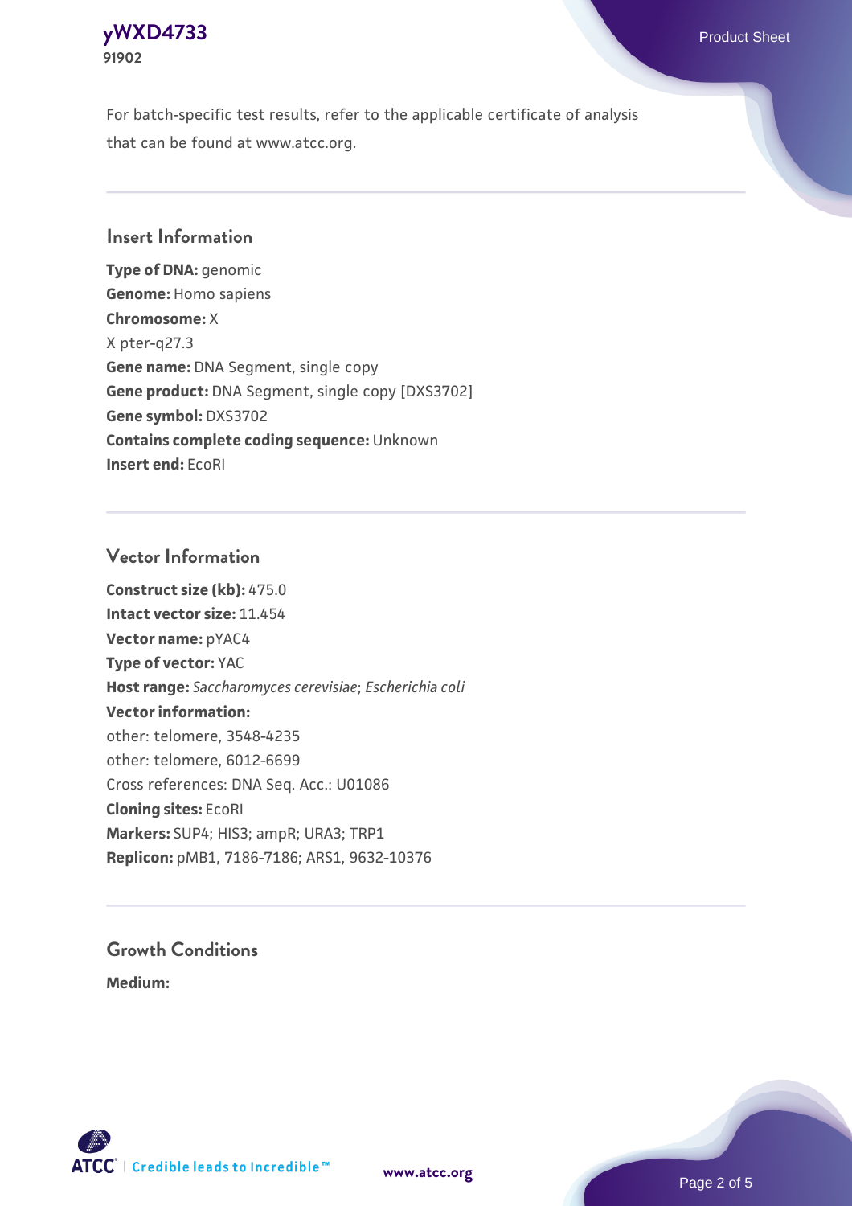For batch-specific test results, refer to the applicable certificate of analysis that can be found at www.atcc.org.

## Insert Information

**Type of DNA:** genomic
**Genome:** Homo sapiens
**Chromosome:** X
X pter-q27.3
**Gene name:** DNA Segment, single copy
**Gene product:** DNA Segment, single copy [DXS3702]
**Gene symbol:** DXS3702
**Contains complete coding sequence:** Unknown
**Insert end:** EcoRI

## Vector Information

**Construct size (kb):** 475.0
**Intact vector size:** 11.454
**Vector name:** pYAC4
**Type of vector:** YAC
**Host range:** *Saccharomyces cerevisiae*; *Escherichia coli*
**Vector information:**
other: telomere, 3548-4235
other: telomere, 6012-6699
Cross references: DNA Seq. Acc.: U01086
**Cloning sites:** EcoRI
**Markers:** SUP4; HIS3; ampR; URA3; TRP1
**Replicon:** pMB1, 7186-7186; ARS1, 9632-10376

## Growth Conditions

**Medium:**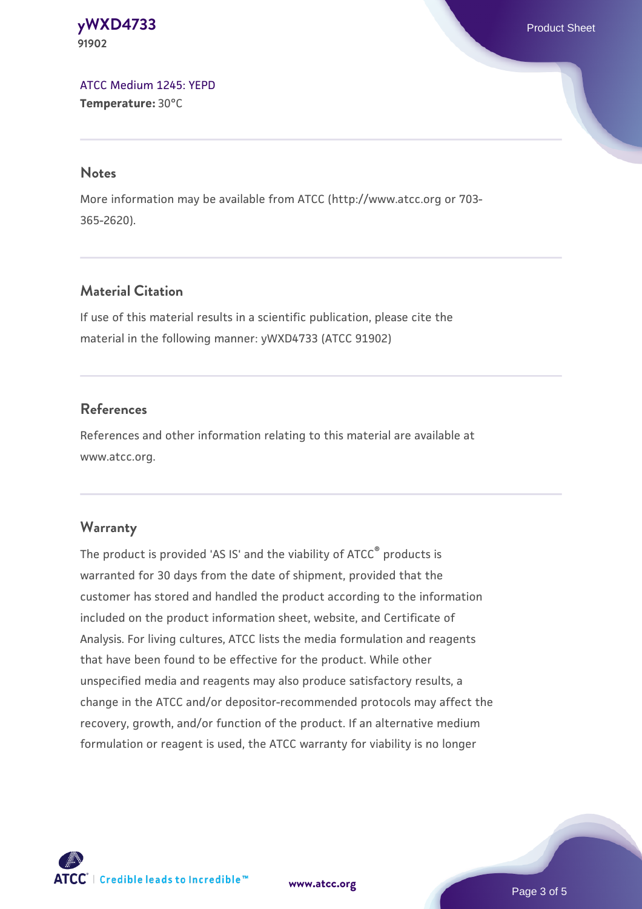ATCC Medium 1245: YEPD
**Temperature:** 30°C

## Notes

More information may be available from ATCC (http://www.atcc.org or 703-365-2620).

## Material Citation

If use of this material results in a scientific publication, please cite the material in the following manner: yWXD4733 (ATCC 91902)

## References

References and other information relating to this material are available at www.atcc.org.

## Warranty

The product is provided 'AS IS' and the viability of ATCC® products is warranted for 30 days from the date of shipment, provided that the customer has stored and handled the product according to the information included on the product information sheet, website, and Certificate of Analysis. For living cultures, ATCC lists the media formulation and reagents that have been found to be effective for the product. While other unspecified media and reagents may also produce satisfactory results, a change in the ATCC and/or depositor-recommended protocols may affect the recovery, growth, and/or function of the product. If an alternative medium formulation or reagent is used, the ATCC warranty for viability is no longer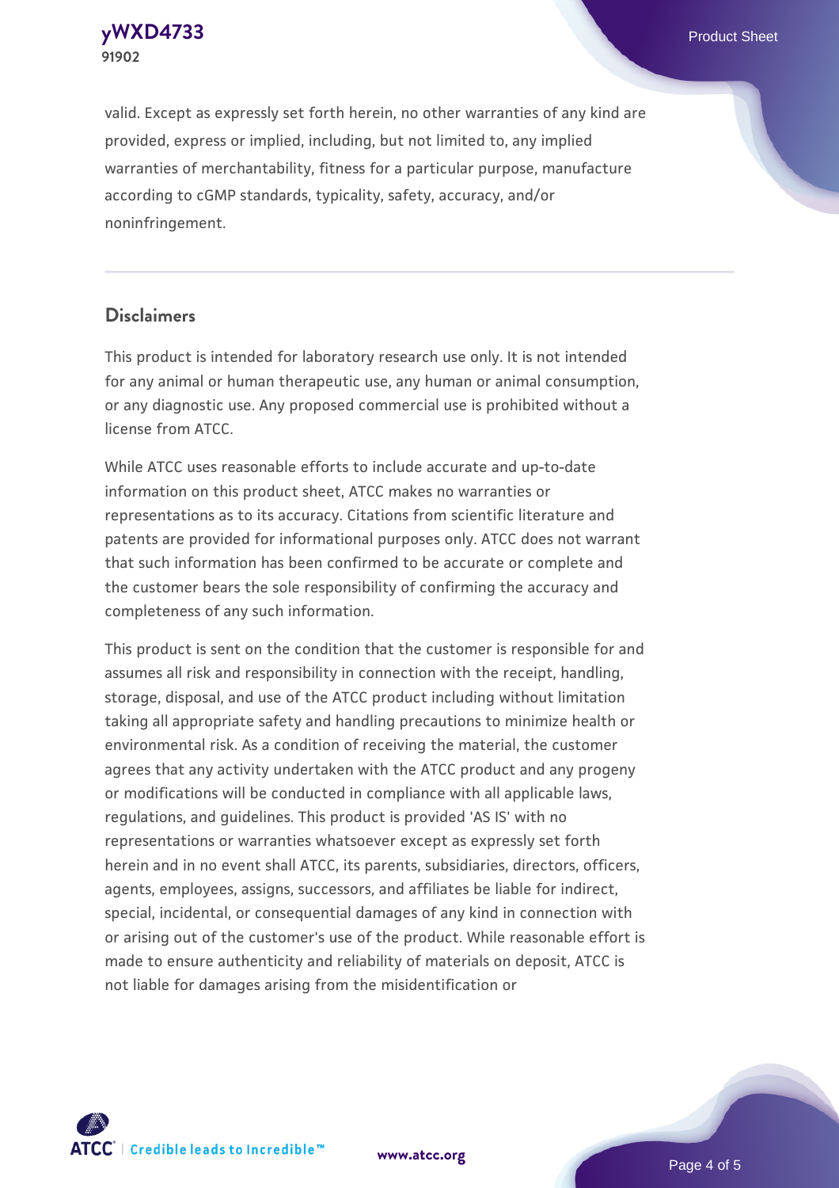valid. Except as expressly set forth herein, no other warranties of any kind are provided, express or implied, including, but not limited to, any implied warranties of merchantability, fitness for a particular purpose, manufacture according to cGMP standards, typicality, safety, accuracy, and/or noninfringement.

## Disclaimers

This product is intended for laboratory research use only. It is not intended for any animal or human therapeutic use, any human or animal consumption, or any diagnostic use. Any proposed commercial use is prohibited without a license from ATCC.

While ATCC uses reasonable efforts to include accurate and up-to-date information on this product sheet, ATCC makes no warranties or representations as to its accuracy. Citations from scientific literature and patents are provided for informational purposes only. ATCC does not warrant that such information has been confirmed to be accurate or complete and the customer bears the sole responsibility of confirming the accuracy and completeness of any such information.

This product is sent on the condition that the customer is responsible for and assumes all risk and responsibility in connection with the receipt, handling, storage, disposal, and use of the ATCC product including without limitation taking all appropriate safety and handling precautions to minimize health or environmental risk. As a condition of receiving the material, the customer agrees that any activity undertaken with the ATCC product and any progeny or modifications will be conducted in compliance with all applicable laws, regulations, and guidelines. This product is provided 'AS IS' with no representations or warranties whatsoever except as expressly set forth herein and in no event shall ATCC, its parents, subsidiaries, directors, officers, agents, employees, assigns, successors, and affiliates be liable for indirect, special, incidental, or consequential damages of any kind in connection with or arising out of the customer's use of the product. While reasonable effort is made to ensure authenticity and reliability of materials on deposit, ATCC is not liable for damages arising from the misidentification or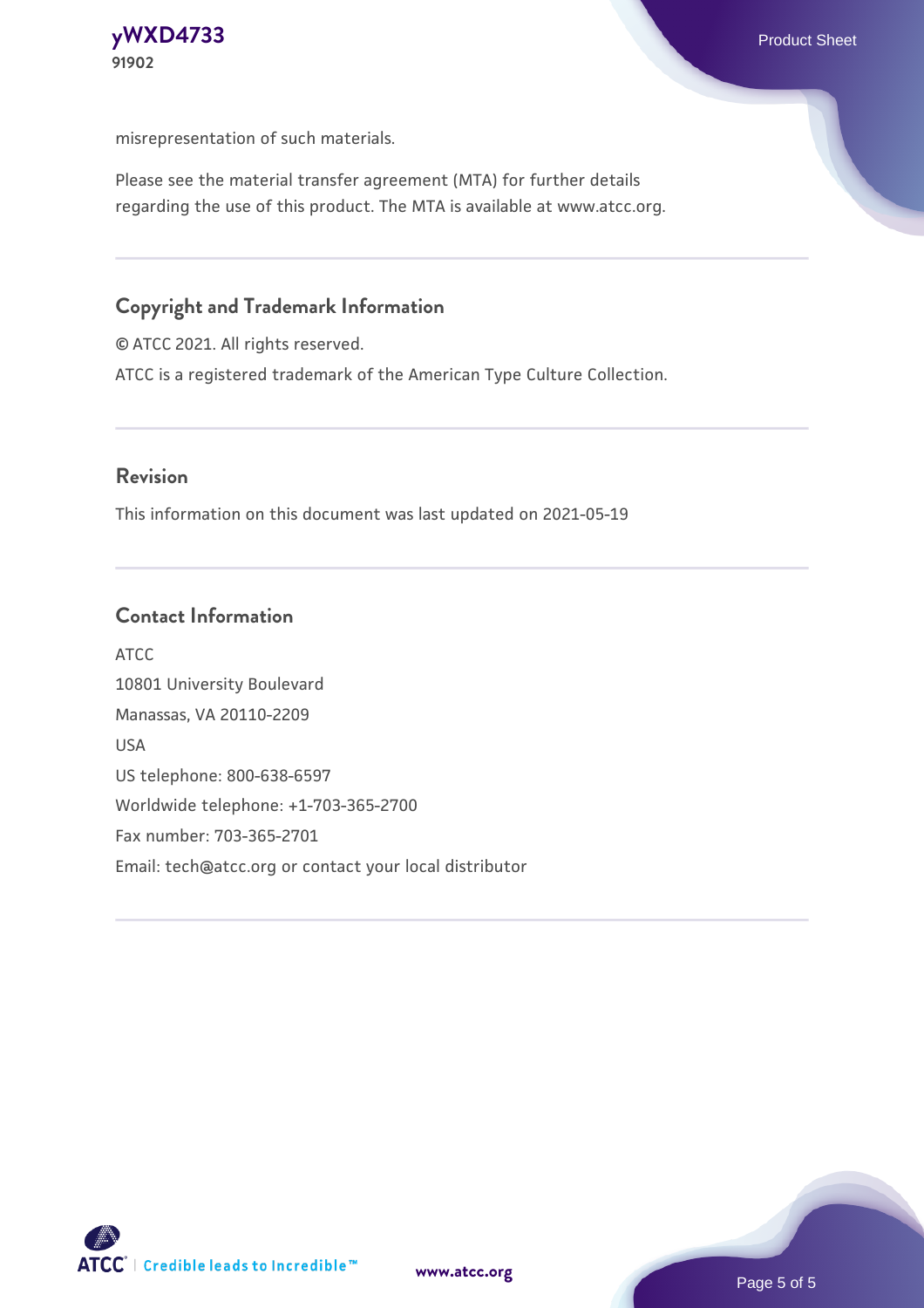misrepresentation of such materials.

Please see the material transfer agreement (MTA) for further details regarding the use of this product. The MTA is available at www.atcc.org.

## Copyright and Trademark Information

© ATCC 2021. All rights reserved.

ATCC is a registered trademark of the American Type Culture Collection.

## Revision

This information on this document was last updated on 2021-05-19

## Contact Information

ATCC
10801 University Boulevard
Manassas, VA 20110-2209
USA
US telephone: 800-638-6597
Worldwide telephone: +1-703-365-2700
Fax number: 703-365-2701
Email: tech@atcc.org or contact your local distributor